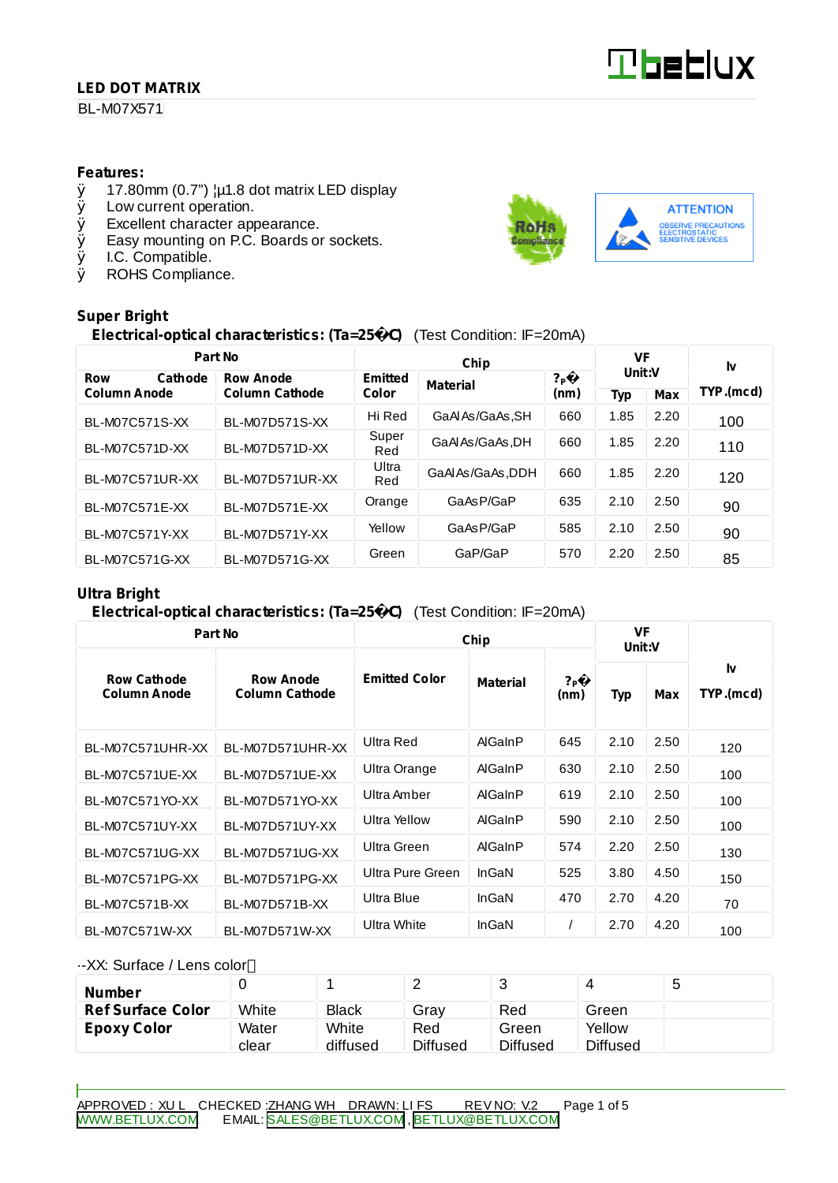**LED DOT MATRIX**

BL-M07X571

## Features:

- 17.80mm (0.7") ¦µ1.8 dot matrix LED display
- Low current operation.
- Excellent character appearance.
- Easy mounting on P.C. Boards or sockets.
- I.C. Compatible.
- ROHS Compliance.

RoHs Compliance

ATTENTION
OBSERVE PRECAUTIONS ELECTROSTATIC SENSITIVE DEVICES

## Super Bright

**Electrical-optical characteristics: (Ta=25�C)** (Test Condition: IF=20mA)

| Part No | | Chip | | | VF Unit:V | | Iv |
|---|---|---|---|---|---|---|---|
| Row Cathode Column Anode | Row Anode Column Cathode | Emitted Color | Material | ?p� (nm) | Typ | Max | TYP.(mcd) |
| BL-M07C571S-XX | BL-M07D571S-XX | Hi Red | GaAlAs/GaAs,SH | 660 | 1.85 | 2.20 | 100 |
| BL-M07C571D-XX | BL-M07D571D-XX | Super Red | GaAlAs/GaAs,DH | 660 | 1.85 | 2.20 | 110 |
| BL-M07C571UR-XX | BL-M07D571UR-XX | Ultra Red | GaAlAs/GaAs,DDH | 660 | 1.85 | 2.20 | 120 |
| BL-M07C571E-XX | BL-M07D571E-XX | Orange | GaAsP/GaP | 635 | 2.10 | 2.50 | 90 |
| BL-M07C571Y-XX | BL-M07D571Y-XX | Yellow | GaAsP/GaP | 585 | 2.10 | 2.50 | 90 |
| BL-M07C571G-XX | BL-M07D571G-XX | Green | GaP/GaP | 570 | 2.20 | 2.50 | 85 |

## Ultra Bright

**Electrical-optical characteristics: (Ta=25�C)** (Test Condition: IF=20mA)

| Part No | | Chip | | | VF Unit:V | | Iv |
|---|---|---|---|---|---|---|---|
| Row Cathode Column Anode | Row Anode Column Cathode | Emitted Color | Material | ?p� (nm) | Typ | Max | TYP.(mcd) |
| BL-M07C571UHR-XX | BL-M07D571UHR-XX | Ultra Red | AlGaInP | 645 | 2.10 | 2.50 | 120 |
| BL-M07C571UE-XX | BL-M07D571UE-XX | Ultra Orange | AlGaInP | 630 | 2.10 | 2.50 | 100 |
| BL-M07C571YO-XX | BL-M07D571YO-XX | Ultra Amber | AlGaInP | 619 | 2.10 | 2.50 | 100 |
| BL-M07C571UY-XX | BL-M07D571UY-XX | Ultra Yellow | AlGaInP | 590 | 2.10 | 2.50 | 100 |
| BL-M07C571UG-XX | BL-M07D571UG-XX | Ultra Green | AlGaInP | 574 | 2.20 | 2.50 | 130 |
| BL-M07C571PG-XX | BL-M07D571PG-XX | Ultra Pure Green | InGaN | 525 | 3.80 | 4.50 | 150 |
| BL-M07C571B-XX | BL-M07D571B-XX | Ultra Blue | InGaN | 470 | 2.70 | 4.20 | 70 |
| BL-M07C571W-XX | BL-M07D571W-XX | Ultra White | InGaN | / | 2.70 | 4.20 | 100 |

-XX: Surface / Lens color

| Number | 0 | 1 | 2 | 3 | 4 | 5 |
|---|---|---|---|---|---|---|
| Ref Surface Color | White | Black | Gray | Red | Green | |
| Epoxy Color | Water clear | White diffused | Red Diffused | Green Diffused | Yellow Diffused | |

APPROVED : XU L CHECKED :ZHANG WH DRAWN: LI FS REV NO: V.2

WWW.BETLUX.COM EMAIL: SALES@BETLUX.COM , BETLUX@BETLUX.COM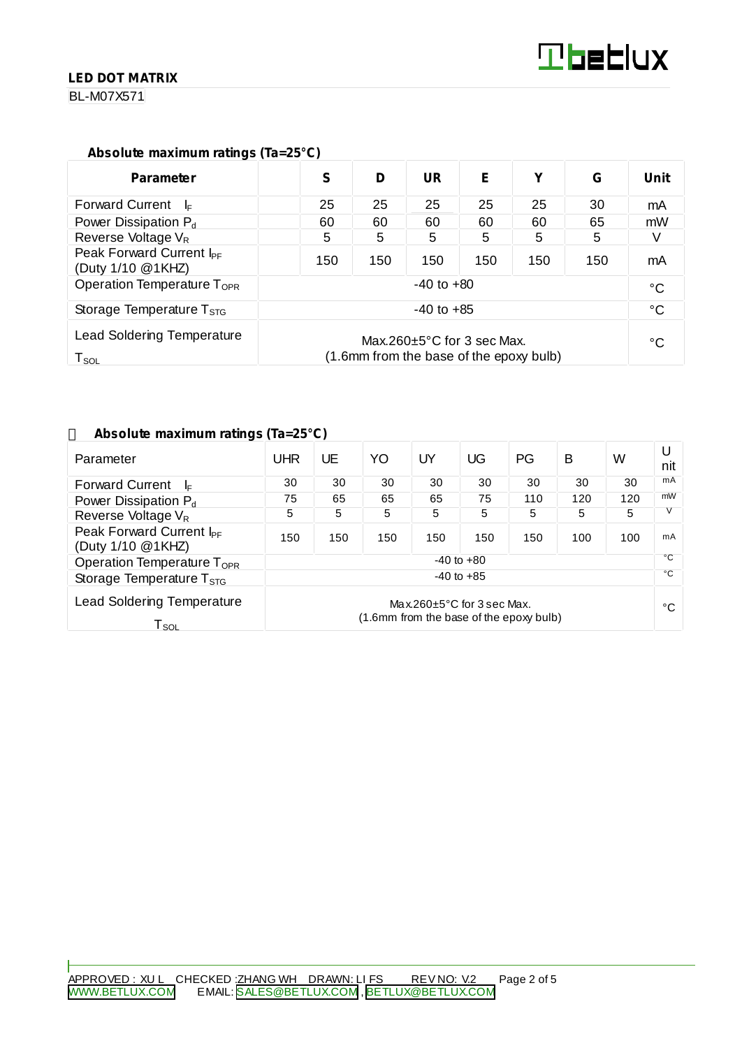**LED DOT MATRIX**

BL-M07X571

### Absolute maximum ratings (Ta=25°C)

| Parameter | | S | D | UR | E | Y | G | Unit |
|---|---|---|---|---|---|---|---|---|
| Forward Current $I_F$ | | 25 | 25 | 25 | 25 | 25 | 30 | mA |
| Power Dissipation $P_d$ | | 60 | 60 | 60 | 60 | 60 | 65 | mW |
| Reverse Voltage $V_R$ | | 5 | 5 | 5 | 5 | 5 | 5 | V |
| Peak Forward Current $I_{PF}$ (Duty 1/10 @1KHZ) | | 150 | 150 | 150 | 150 | 150 | 150 | mA |
| Operation Temperature $T_{OPR}$ | -40 to +80 | | | | | | | °C |
| Storage Temperature $T_{STG}$ | -40 to +85 | | | | | | | °C |
| Lead Soldering Temperature $T_{SOL}$ | Max.260±5°C for 3 sec Max. (1.6mm from the base of the epoxy bulb) | | | | | | | °C |

### Absolute maximum ratings (Ta=25°C)

| Parameter | UHR | UE | YO | UY | UG | PG | B | W | Unit |
|---|---|---|---|---|---|---|---|---|---|
| Forward Current $I_F$ | 30 | 30 | 30 | 30 | 30 | 30 | 30 | 30 | mA |
| Power Dissipation $P_d$ | 75 | 65 | 65 | 65 | 75 | 110 | 120 | 120 | mW |
| Reverse Voltage $V_R$ | 5 | 5 | 5 | 5 | 5 | 5 | 5 | 5 | V |
| Peak Forward Current $I_{PF}$ (Duty 1/10 @1KHZ) | 150 | 150 | 150 | 150 | 150 | 150 | 100 | 100 | mA |
| Operation Temperature $T_{OPR}$ | -40 to +80 | | | | | | | | °C |
| Storage Temperature $T_{STG}$ | -40 to +85 | | | | | | | | °C |
| Lead Soldering Temperature $T_{SOL}$ | Max.260±5°C for 3 sec Max. (1.6mm from the base of the epoxy bulb) | | | | | | | | °C |

APPROVED : XU L CHECKED :ZHANG WH DRAWN: LI FS REV NO: V.2

WWW.BETLUX.COM EMAIL: SALES@BETLUX.COM , BETLUX@BETLUX.COM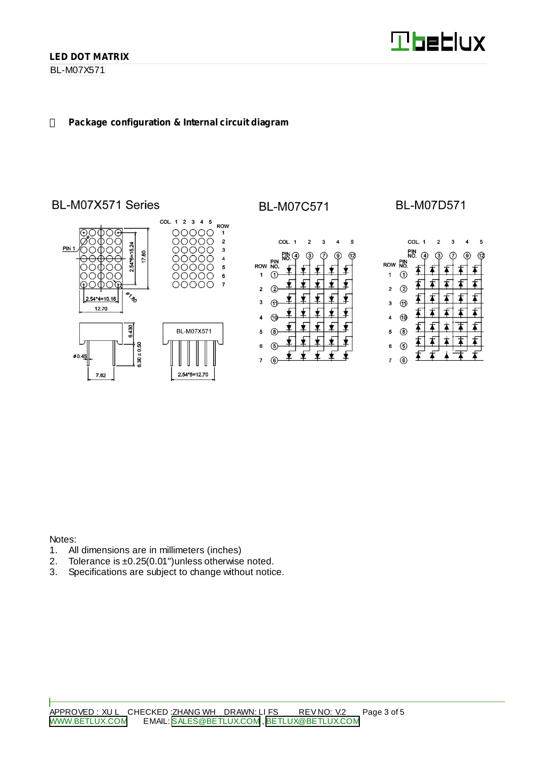**LED DOT MATRIX**

BL-M07X571

## Package configuration & Internal circuit diagram

BL-M07X571 Series

BL-M07C571

BL-M07D571

Notes:

1. All dimensions are in millimeters (inches)
2. Tolerance is ±0.25(0.01")unless otherwise noted.
3. Specifications are subject to change without notice.

APPROVED : XU L CHECKED :ZHANG WH DRAWN: LI FS REV NO: V.2

WWW.BETLUX.COM EMAIL: SALES@BETLUX.COM , BETLUX@BETLUX.COM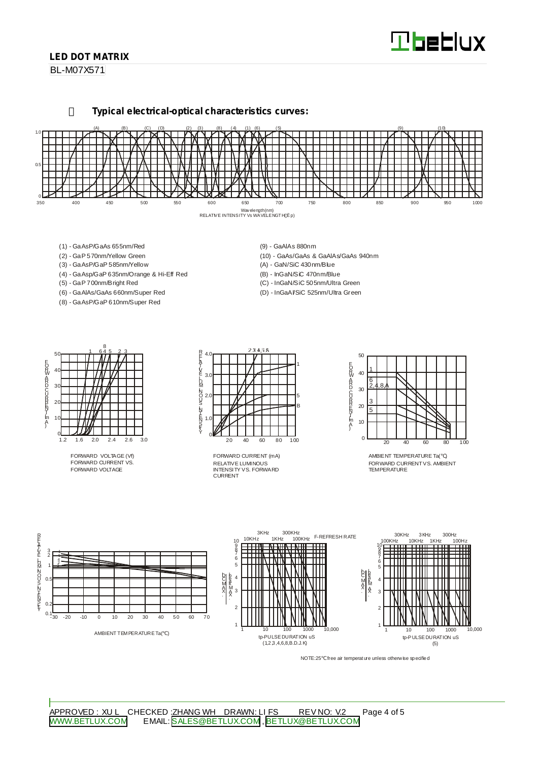## Typical electrical-optical characteristics curves:

Wavelength(nm)
RELATIVE INTENSITY Vs WAVELENGTH(λp)

- (1) - GaAsP/GaAs 655nm/Red
- (2) - GaP 570nm/Yellow Green
- (3) - GaAsP/GaP 585nm/Yellow
- (4) - GaAsp/GaP 635nm/Orange & Hi-Eff Red
- (5) - GaP 700nm/Bright Red
- (6) - GaAlAs/GaAs 660nm/Super Red
- (8) - GaAsP/GaP 610nm/Super Red
- (9) - GaAlAs 880nm
- (10) - GaAs/GaAs & GaAlAs/GaAs 940nm
- (A) - GaN/SiC 430nm/Blue
- (B) - InGaN/SiC 470nm/Blue
- (C) - InGaN/SiC 505nm/Ultra Green
- (D) - InGaAl/SiC 525nm/Ultra Green

FORWARD VOLTAGE (Vf)
FORWARD CURRENT VS. FORWARD VOLTAGE

FORWARD CURRENT (mA)
RELATIVE LUMINOUS INTENSITY VS. FORWARD CURRENT

AMBIENT TEMPERATURE Ta(℃)
FORWARD CURRENT VS. AMBIENT TEMPERATURE

AMBIENT TEMPERATURE Ta(℃)

tp-PULSE DURATION uS
(1,2,3,4,6,8,B.D.J.K)

tp-PULSE DURATION uS
(5)

NOTE:25℃ free air temperature unless otherwise specified

APPROVED : XU L CHECKED :ZHANG WH DRAWN: LI FS REV NO: V.2

WWW.BETLUX.COM EMAIL: SALES@BETLUX.COM , BETLUX@BETLUX.COM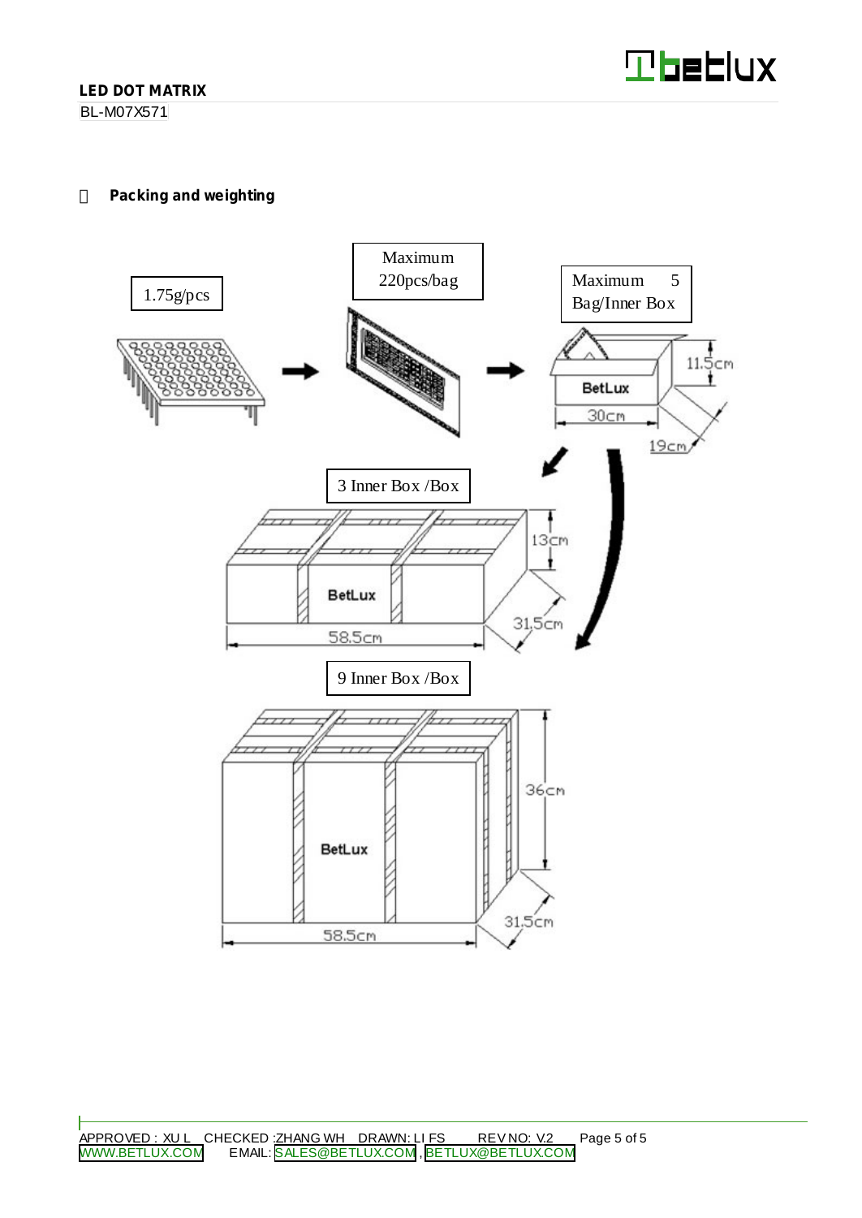## Packing and weighting

1.75g/pcs

Maximum 220pcs/bag

Maximum 5 Bag/Inner Box

11.5cm

30cm

19cm

BetLux

3 Inner Box /Box

13cm

31.5cm

58.5cm

BetLux

9 Inner Box /Box

36cm

31.5cm

58.5cm

BetLux